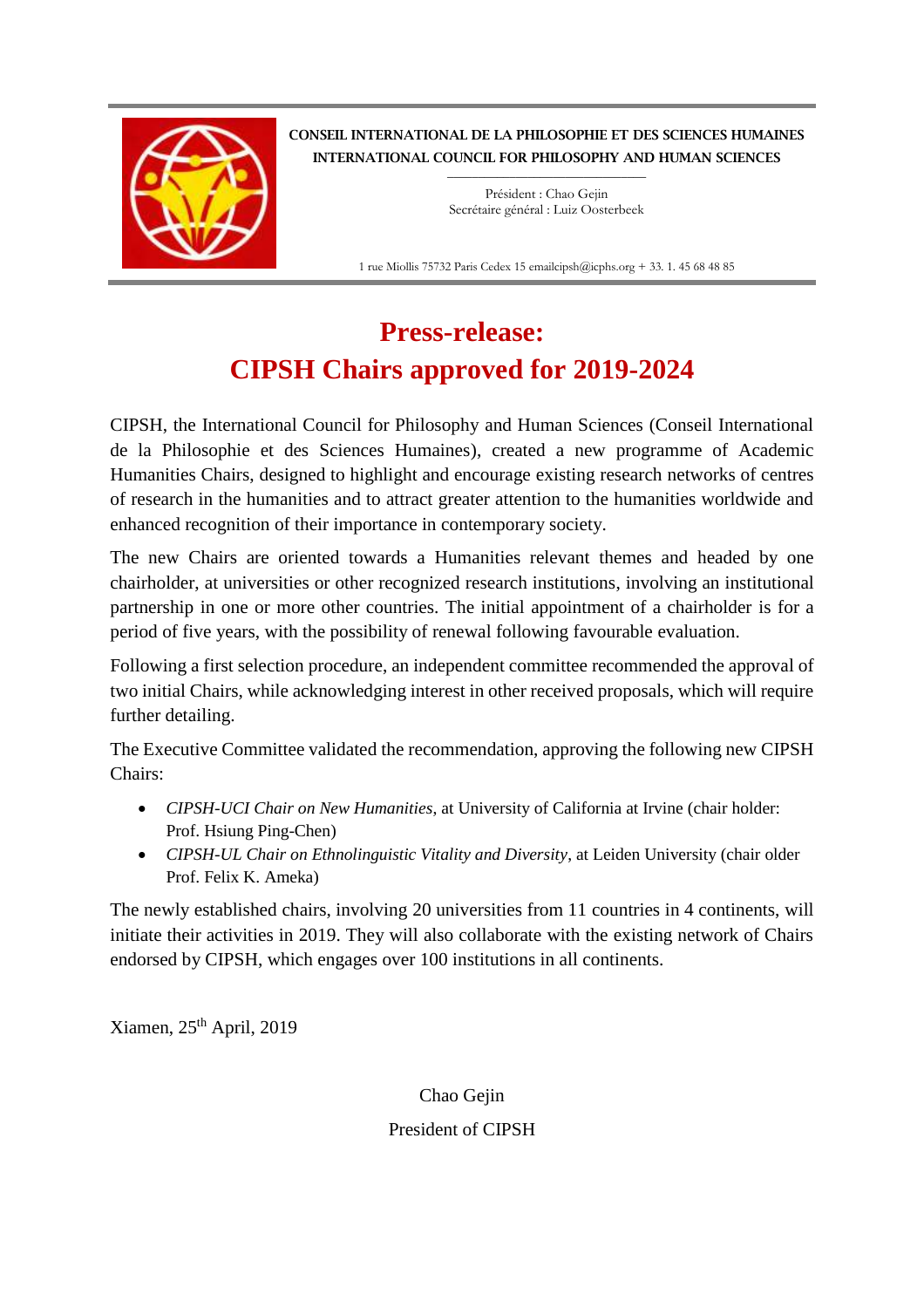CONSEIL INTERNATIONAL DE LA PHILOSOPHIE ET DES SCIENCES HUMAINES
INTERNATIONAL COUNCIL FOR PHILOSOPHY AND HUMAN SCIENCES

Président : Chao Gejin
Secrétaire général : Luiz Oosterbeek

1 rue Miollis 75732 Paris Cedex 15 emailcipsh@icphs.org + 33. 1. 45 68 48 85

# Press-release:
# CIPSH Chairs approved for 2019-2024

CIPSH, the International Council for Philosophy and Human Sciences (Conseil International de la Philosophie et des Sciences Humaines), created a new programme of Academic Humanities Chairs, designed to highlight and encourage existing research networks of centres of research in the humanities and to attract greater attention to the humanities worldwide and enhanced recognition of their importance in contemporary society.

The new Chairs are oriented towards a Humanities relevant themes and headed by one chairholder, at universities or other recognized research institutions, involving an institutional partnership in one or more other countries. The initial appointment of a chairholder is for a period of five years, with the possibility of renewal following favourable evaluation.

Following a first selection procedure, an independent committee recommended the approval of two initial Chairs, while acknowledging interest in other received proposals, which will require further detailing.

The Executive Committee validated the recommendation, approving the following new CIPSH Chairs:

- *CIPSH-UCI Chair on New Humanities*, at University of California at Irvine (chair holder: Prof. Hsiung Ping-Chen)
- *CIPSH-UL Chair on Ethnolinguistic Vitality and Diversity*, at Leiden University (chair older Prof. Felix K. Ameka)

The newly established chairs, involving 20 universities from 11 countries in 4 continents, will initiate their activities in 2019. They will also collaborate with the existing network of Chairs endorsed by CIPSH, which engages over 100 institutions in all continents.

Xiamen, 25th April, 2019

Chao Gejin

President of CIPSH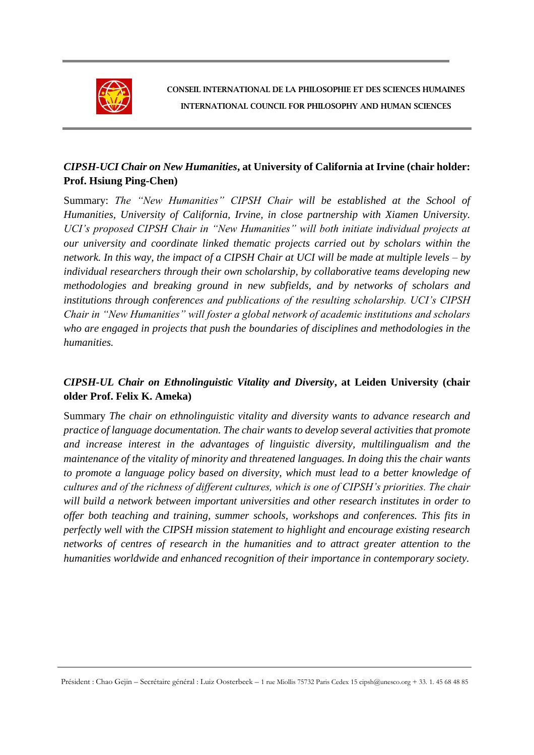### *CIPSH-UCI Chair on New Humanities*, at University of California at Irvine (chair holder: Prof. Hsiung Ping-Chen)

Summary: *The "New Humanities" CIPSH Chair will be established at the School of Humanities, University of California, Irvine, in close partnership with Xiamen University. UCI's proposed CIPSH Chair in "New Humanities" will both initiate individual projects at our university and coordinate linked thematic projects carried out by scholars within the network. In this way, the impact of a CIPSH Chair at UCI will be made at multiple levels – by individual researchers through their own scholarship, by collaborative teams developing new methodologies and breaking ground in new subfields, and by networks of scholars and institutions through conferences and publications of the resulting scholarship. UCI's CIPSH Chair in "New Humanities" will foster a global network of academic institutions and scholars who are engaged in projects that push the boundaries of disciplines and methodologies in the humanities.*

### *CIPSH-UL Chair on Ethnolinguistic Vitality and Diversity*, at Leiden University (chair older Prof. Felix K. Ameka)

Summary *The chair on ethnolinguistic vitality and diversity wants to advance research and practice of language documentation. The chair wants to develop several activities that promote and increase interest in the advantages of linguistic diversity, multilingualism and the maintenance of the vitality of minority and threatened languages. In doing this the chair wants to promote a language policy based on diversity, which must lead to a better knowledge of cultures and of the richness of different cultures, which is one of CIPSH's priorities. The chair will build a network between important universities and other research institutes in order to offer both teaching and training, summer schools, workshops and conferences. This fits in perfectly well with the CIPSH mission statement to highlight and encourage existing research networks of centres of research in the humanities and to attract greater attention to the humanities worldwide and enhanced recognition of their importance in contemporary society.*